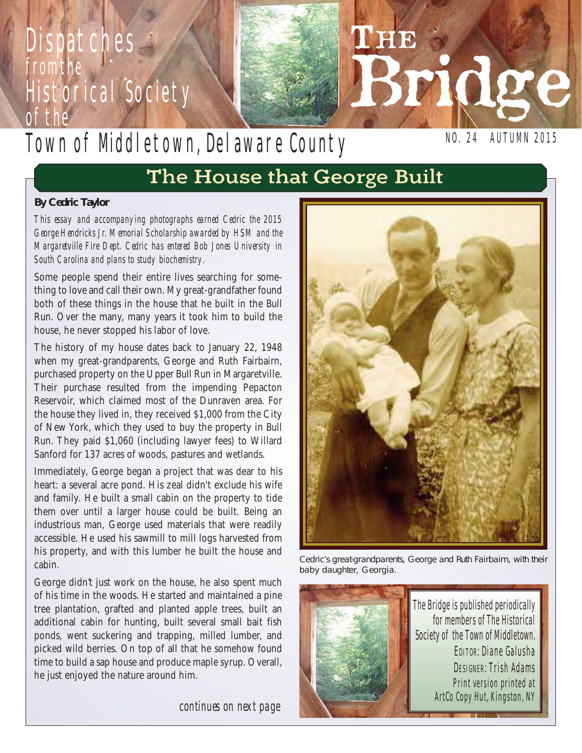# Dispatches from the Historical Society of the Town of Middletown, Delaware County

# The Bridge

NO. 24 AUTUMN 2015

## The House that George Built

**By Cedric Taylor**

*This essay and accompanying photographs earned Cedric the 2015 George Hendricks Jr. Memorial Scholarship awarded by HSM and the Margaretville Fire Dept. Cedric has entered Bob Jones University in South Carolina and plans to study biochemistry.*

Some people spend their entire lives searching for something to love and call their own. My great-grandfather found both of these things in the house that he built in the Bull Run. Over the many, many years it took him to build the house, he never stopped his labor of love.

The history of my house dates back to January 22, 1948 when my great-grandparents, George and Ruth Fairbairn, purchased property on the Upper Bull Run in Margaretville. Their purchase resulted from the impending Pepacton Reservoir, which claimed most of the Dunraven area. For the house they lived in, they received $1,000 from the City of New York, which they used to buy the property in Bull Run. They paid $1,060 (including lawyer fees) to Willard Sanford for 137 acres of woods, pastures and wetlands.

Immediately, George began a project that was dear to his heart: a several acre pond. His zeal didn't exclude his wife and family. He built a small cabin on the property to tide them over until a larger house could be built. Being an industrious man, George used materials that were readily accessible. He used his sawmill to mill logs harvested from his property, and with this lumber he built the house and cabin.

George didn't just work on the house, he also spent much of his time in the woods. He started and maintained a pine tree plantation, grafted and planted apple trees, built an additional cabin for hunting, built several small bait fish ponds, went suckering and trapping, milled lumber, and picked wild berries. On top of all that he somehow found time to build a sap house and produce maple syrup. Overall, he just enjoyed the nature around him.

*continues on next page*

Cedric's great-grandparents, George and Ruth Fairbairn, with their baby daughter, Georgia.

The Bridge is published periodically for members of The Historical Society of the Town of Middletown.
EDITOR: Diane Galusha
DESIGNER: Trish Adams
Print version printed at ArtCo Copy Hut, Kingston, NY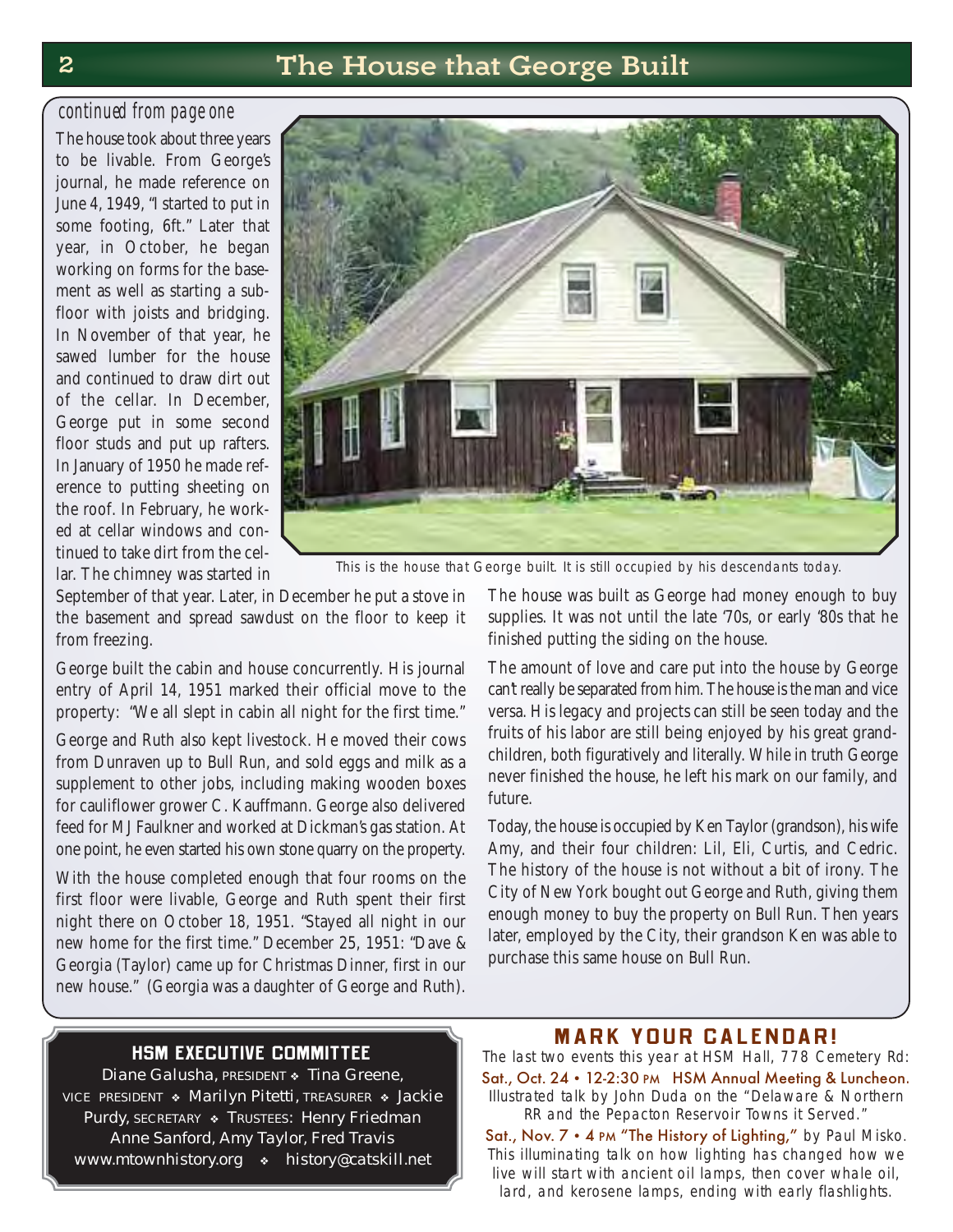# The House that George Built

*continued from page one*

The house took about three years to be livable. From George's journal, he made reference on June 4, 1949, "I started to put in some footing, 6ft." Later that year, in October, he began working on forms for the basement as well as starting a subfloor with joists and bridging. In November of that year, he sawed lumber for the house and continued to draw dirt out of the cellar. In December, George put in some second floor studs and put up rafters. In January of 1950 he made reference to putting sheeting on the roof. In February, he worked at cellar windows and continued to take dirt from the cellar. The chimney was started in September of that year. Later, in December he put a stove in the basement and spread sawdust on the floor to keep it from freezing.

This is the house that George built. It is still occupied by his descendants today.

George built the cabin and house concurrently. His journal entry of April 14, 1951 marked their official move to the property: "We all slept in cabin all night for the first time."

George and Ruth also kept livestock. He moved their cows from Dunraven up to Bull Run, and sold eggs and milk as a supplement to other jobs, including making wooden boxes for cauliflower grower C. Kauffmann. George also delivered feed for MJ Faulkner and worked at Dickman's gas station. At one point, he even started his own stone quarry on the property.

With the house completed enough that four rooms on the first floor were livable, George and Ruth spent their first night there on October 18, 1951. "Stayed all night in our new home for the first time." December 25, 1951: "Dave & Georgia (Taylor) came up for Christmas Dinner, first in our new house." (Georgia was a daughter of George and Ruth).

The house was built as George had money enough to buy supplies. It was not until the late '70s, or early '80s that he finished putting the siding on the house.

The amount of love and care put into the house by George can't really be separated from him. The house is the man and vice versa. His legacy and projects can still be seen today and the fruits of his labor are still being enjoyed by his great grandchildren, both figuratively and literally. While in truth George never finished the house, he left his mark on our family, and future.

Today, the house is occupied by Ken Taylor (grandson), his wife Amy, and their four children: Lil, Eli, Curtis, and Cedric. The history of the house is not without a bit of irony. The City of New York bought out George and Ruth, giving them enough money to buy the property on Bull Run. Then years later, employed by the City, their grandson Ken was able to purchase this same house on Bull Run.

## HSM EXECUTIVE COMMITTEE

Diane Galusha, PRESIDENT ❖ Tina Greene, VICE PRESIDENT ❖ Marilyn Pitetti, TREASURER ❖ Jackie Purdy, SECRETARY ❖ TRUSTEES: Henry Friedman Anne Sanford, Amy Taylor, Fred Travis

www.mtownhistory.org ❖ history@catskill.net

## MARK YOUR CALENDAR!

The last two events this year at HSM Hall, 778 Cemetery Rd:

**Sat., Oct. 24 • 12-2:30 PM HSM Annual Meeting & Luncheon.** Illustrated talk by John Duda on the "Delaware & Northern RR and the Pepacton Reservoir Towns it Served."

**Sat., Nov. 7 • 4 PM "The History of Lighting,"** by Paul Misko. This illuminating talk on how lighting has changed how we live will start with ancient oil lamps, then cover whale oil, lard, and kerosene lamps, ending with early flashlights.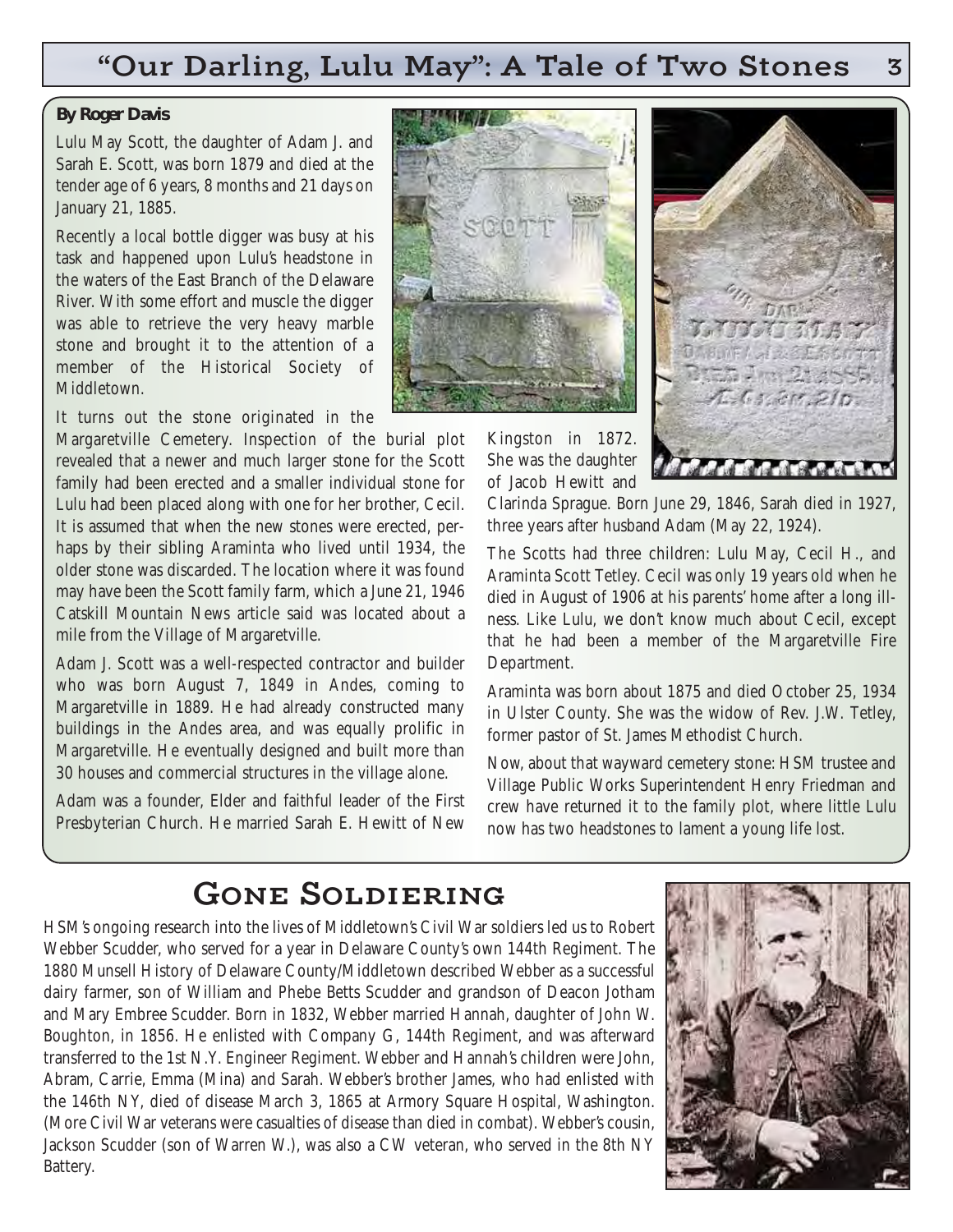## "Our Darling, Lulu May": A Tale of Two Stones

**By Roger Davis**

Lulu May Scott, the daughter of Adam J. and Sarah E. Scott, was born 1879 and died at the tender age of 6 years, 8 months and 21 days on January 21, 1885.

Recently a local bottle digger was busy at his task and happened upon Lulu's headstone in the waters of the East Branch of the Delaware River. With some effort and muscle the digger was able to retrieve the very heavy marble stone and brought it to the attention of a member of the Historical Society of Middletown.

It turns out the stone originated in the Margaretville Cemetery. Inspection of the burial plot revealed that a newer and much larger stone for the Scott family had been erected and a smaller individual stone for Lulu had been placed along with one for her brother, Cecil. It is assumed that when the new stones were erected, perhaps by their sibling Araminta who lived until 1934, the older stone was discarded. The location where it was found may have been the Scott family farm, which a June 21, 1946 Catskill Mountain News article said was located about a mile from the Village of Margaretville.

Adam J. Scott was a well-respected contractor and builder who was born August 7, 1849 in Andes, coming to Margaretville in 1889. He had already constructed many buildings in the Andes area, and was equally prolific in Margaretville. He eventually designed and built more than 30 houses and commercial structures in the village alone.

Adam was a founder, Elder and faithful leader of the First Presbyterian Church. He married Sarah E. Hewitt of New Kingston in 1872. She was the daughter of Jacob Hewitt and Clarinda Sprague. Born June 29, 1846, Sarah died in 1927, three years after husband Adam (May 22, 1924).

The Scotts had three children: Lulu May, Cecil H., and Araminta Scott Tetley. Cecil was only 19 years old when he died in August of 1906 at his parents' home after a long illness. Like Lulu, we don't know much about Cecil, except that he had been a member of the Margaretville Fire Department.

Araminta was born about 1875 and died October 25, 1934 in Ulster County. She was the widow of Rev. J.W. Tetley, former pastor of St. James Methodist Church.

Now, about that wayward cemetery stone: HSM trustee and Village Public Works Superintendent Henry Friedman and crew have returned it to the family plot, where little Lulu now has two headstones to lament a young life lost.

## Gone Soldiering

HSM's ongoing research into the lives of Middletown's Civil War soldiers led us to Robert Webber Scudder, who served for a year in Delaware County's own 144th Regiment. The 1880 Munsell History of Delaware County/Middletown described Webber as a successful dairy farmer, son of William and Phebe Betts Scudder and grandson of Deacon Jotham and Mary Embree Scudder. Born in 1832, Webber married Hannah, daughter of John W. Boughton, in 1856. He enlisted with Company G, 144th Regiment, and was afterward transferred to the 1st N.Y. Engineer Regiment. Webber and Hannah's children were John, Abram, Carrie, Emma (Mina) and Sarah. Webber's brother James, who had enlisted with the 146th NY, died of disease March 3, 1865 at Armory Square Hospital, Washington. (More Civil War veterans were casualties of disease than died in combat). Webber's cousin, Jackson Scudder (son of Warren W.), was also a CW veteran, who served in the 8th NY Battery.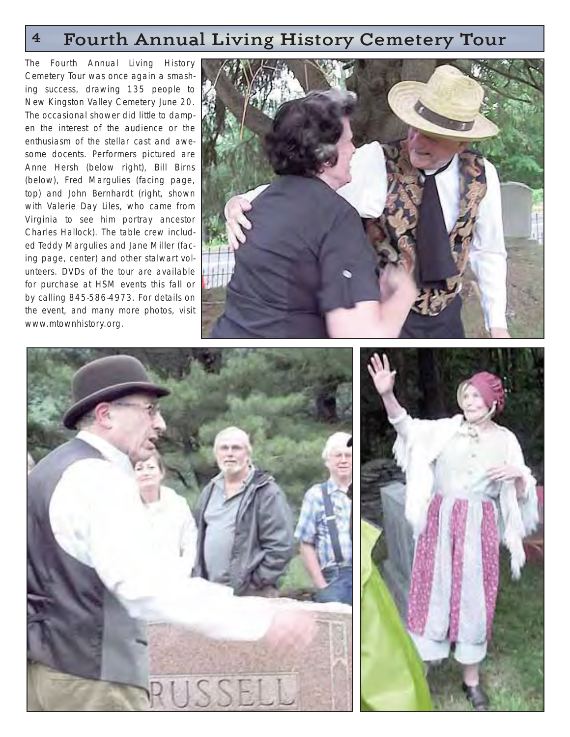# Fourth Annual Living History Cemetery Tour

The Fourth Annual Living History Cemetery Tour was once again a smashing success, drawing 135 people to New Kingston Valley Cemetery June 20. The occasional shower did little to dampen the interest of the audience or the enthusiasm of the stellar cast and awesome docents. Performers pictured are Anne Hersh (below right), Bill Birns (below), Fred Margulies (facing page, top) and John Bernhardt (right, shown with Valerie Day Liles, who came from Virginia to see him portray ancestor Charles Hallock). The table crew included Teddy Margulies and Jane Miller (facing page, center) and other stalwart volunteers. DVDs of the tour are available for purchase at HSM events this fall or by calling 845-586-4973. For details on the event, and many more photos, visit www.mtownhistory.org.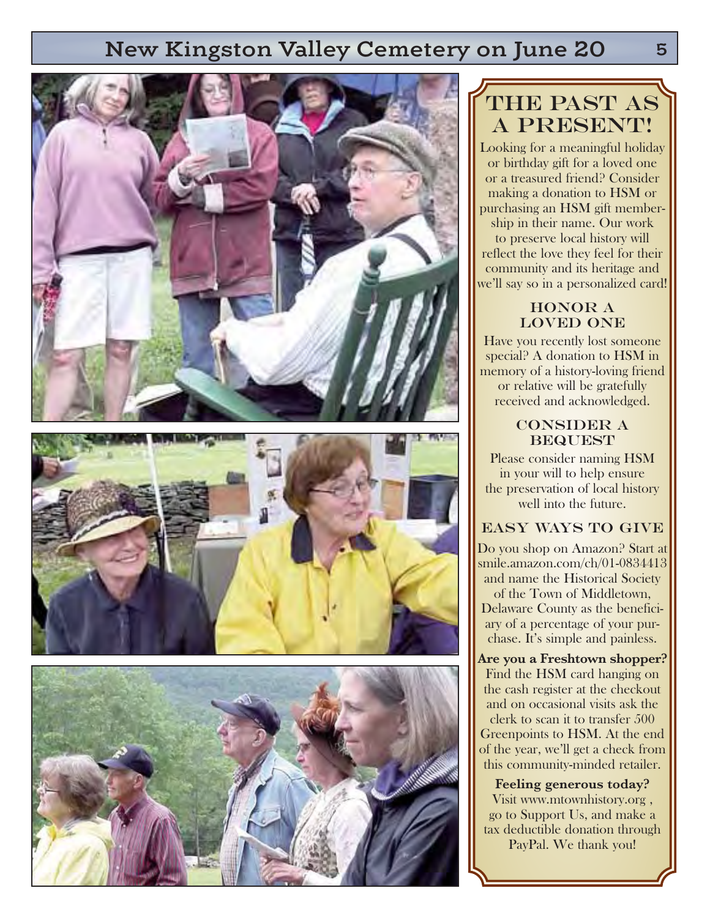# New Kingston Valley Cemetery on June 20

## THE PAST AS A PRESENT!

Looking for a meaningful holiday or birthday gift for a loved one or a treasured friend? Consider making a donation to HSM or purchasing an HSM gift membership in their name. Our work to preserve local history will reflect the love they feel for their community and its heritage and we'll say so in a personalized card!

### HONOR A LOVED ONE

Have you recently lost someone special? A donation to HSM in memory of a history-loving friend or relative will be gratefully received and acknowledged.

### CONSIDER A BEQUEST

Please consider naming HSM in your will to help ensure the preservation of local history well into the future.

### EASY WAYS TO GIVE

Do you shop on Amazon? Start at smile.amazon.com/ch/01-0834413 and name the Historical Society of the Town of Middletown, Delaware County as the beneficiary of a percentage of your purchase. It's simple and painless.

**Are you a Freshtown shopper?** Find the HSM card hanging on the cash register at the checkout and on occasional visits ask the clerk to scan it to transfer 500 Greenpoints to HSM. At the end of the year, we'll get a check from this community-minded retailer.

**Feeling generous today?** Visit www.mtownhistory.org , go to Support Us, and make a tax deductible donation through PayPal. We thank you!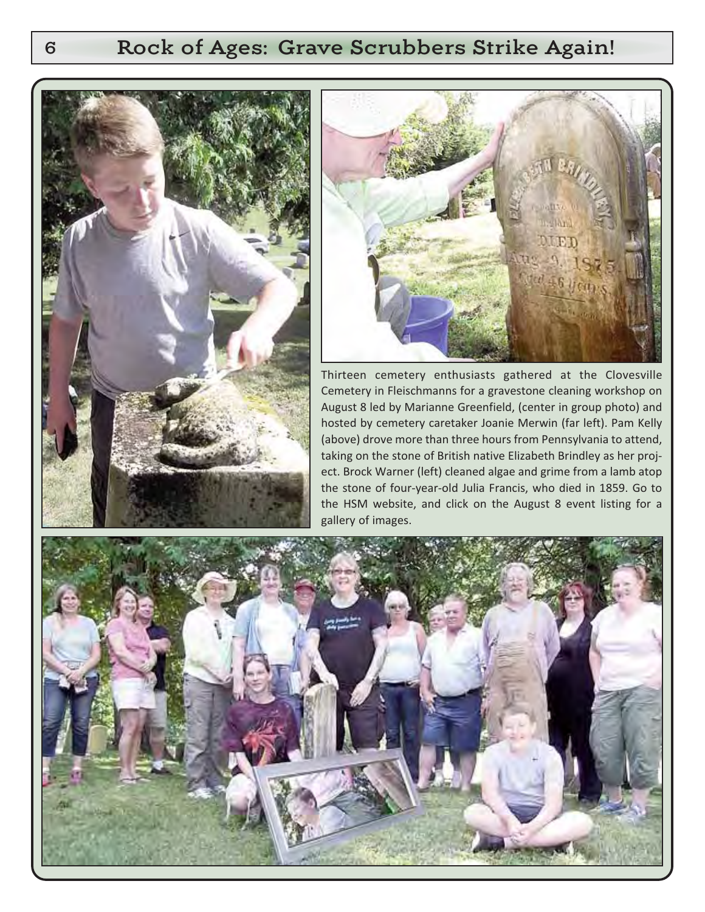# Rock of Ages: Grave Scrubbers Strike Again!

Thirteen cemetery enthusiasts gathered at the Clovesville Cemetery in Fleischmanns for a gravestone cleaning workshop on August 8 led by Marianne Greenfield, (center in group photo) and hosted by cemetery caretaker Joanie Merwin (far left). Pam Kelly (above) drove more than three hours from Pennsylvania to attend, taking on the stone of British native Elizabeth Brindley as her project. Brock Warner (left) cleaned algae and grime from a lamb atop the stone of four-year-old Julia Francis, who died in 1859. Go to the HSM website, and click on the August 8 event listing for a gallery of images.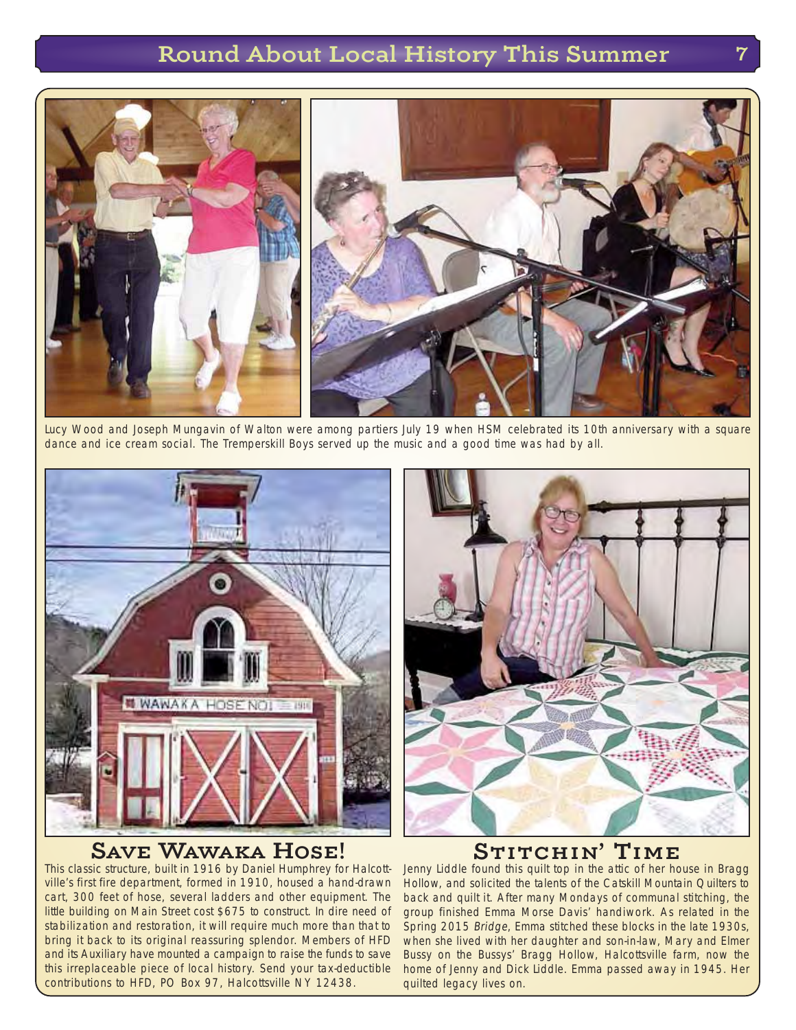Lucy Wood and Joseph Mungavin of Walton were among partiers July 19 when HSM celebrated its 10th anniversary with a square dance and ice cream social. The Tremperskill Boys served up the music and a good time was had by all.

## Save Wawaka Hose!

This classic structure, built in 1916 by Daniel Humphrey for Halcottville's first fire department, formed in 1910, housed a hand-drawn cart, 300 feet of hose, several ladders and other equipment. The little building on Main Street cost $675 to construct. In dire need of stabilization and restoration, it will require much more than that to bring it back to its original reassuring splendor. Members of HFD and its Auxiliary have mounted a campaign to raise the funds to save this irreplaceable piece of local history. Send your tax-deductible contributions to HFD, PO Box 97, Halcottsville NY 12438.

## Stitchin' Time

Jenny Liddle found this quilt top in the attic of her house in Bragg Hollow, and solicited the talents of the Catskill Mountain Quilters to back and quilt it. After many Mondays of communal stitching, the group finished Emma Morse Davis' handiwork. As related in the Spring 2015 *Bridge*, Emma stitched these blocks in the late 1930s, when she lived with her daughter and son-in-law, Mary and Elmer Bussy on the Bussys' Bragg Hollow, Halcottsville farm, now the home of Jenny and Dick Liddle. Emma passed away in 1945. Her quilted legacy lives on.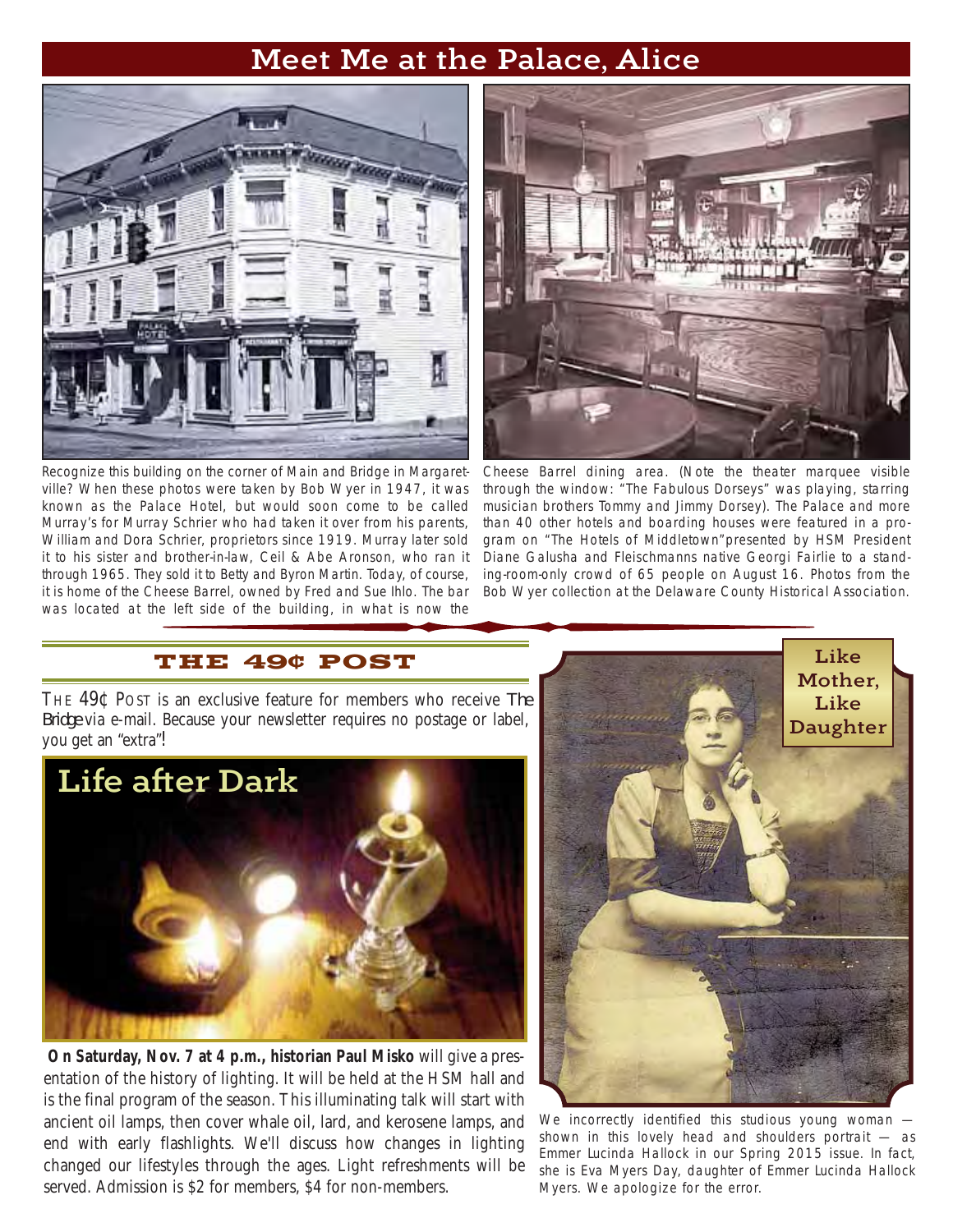# Meet Me at the Palace, Alice

Recognize this building on the corner of Main and Bridge in Margaretville? When these photos were taken by Bob Wyer in 1947, it was known as the Palace Hotel, but would soon come to be called Murray's for Murray Schrier who had taken it over from his parents, William and Dora Schrier, proprietors since 1919. Murray later sold it to his sister and brother-in-law, Ceil & Abe Aronson, who ran it through 1965. They sold it to Betty and Byron Martin. Today, of course, it is home of the Cheese Barrel, owned by Fred and Sue Ihlo. The bar was located at the left side of the building, in what is now the Cheese Barrel dining area. (Note the theater marquee visible through the window: "The Fabulous Dorseys" was playing, starring musician brothers Tommy and Jimmy Dorsey). The Palace and more than 40 other hotels and boarding houses were featured in a program on "The Hotels of Middletown" presented by HSM President Diane Galusha and Fleischmanns native Georgi Fairlie to a standing-room-only crowd of 65 people on August 16. Photos from the Bob Wyer collection at the Delaware County Historical Association.

## THE 49¢ POST

THE 49¢ POST is an exclusive feature for members who receive *The Bridge* via e-mail. Because your newsletter requires no postage or label, you get an "extra"!

### Life after Dark

**On Saturday, Nov. 7 at 4 p.m., historian Paul Misko** will give a presentation of the history of lighting. It will be held at the HSM hall and is the final program of the season. This illuminating talk will start with ancient oil lamps, then cover whale oil, lard, and kerosene lamps, and end with early flashlights. We'll discuss how changes in lighting changed our lifestyles through the ages. Light refreshments will be served. Admission is $2 for members, $4 for non-members.

### Like Mother, Like Daughter

We incorrectly identified this studious young woman — shown in this lovely head and shoulders portrait — as Emmer Lucinda Hallock in our Spring 2015 issue. In fact, she is Eva Myers Day, daughter of Emmer Lucinda Hallock Myers. We apologize for the error.